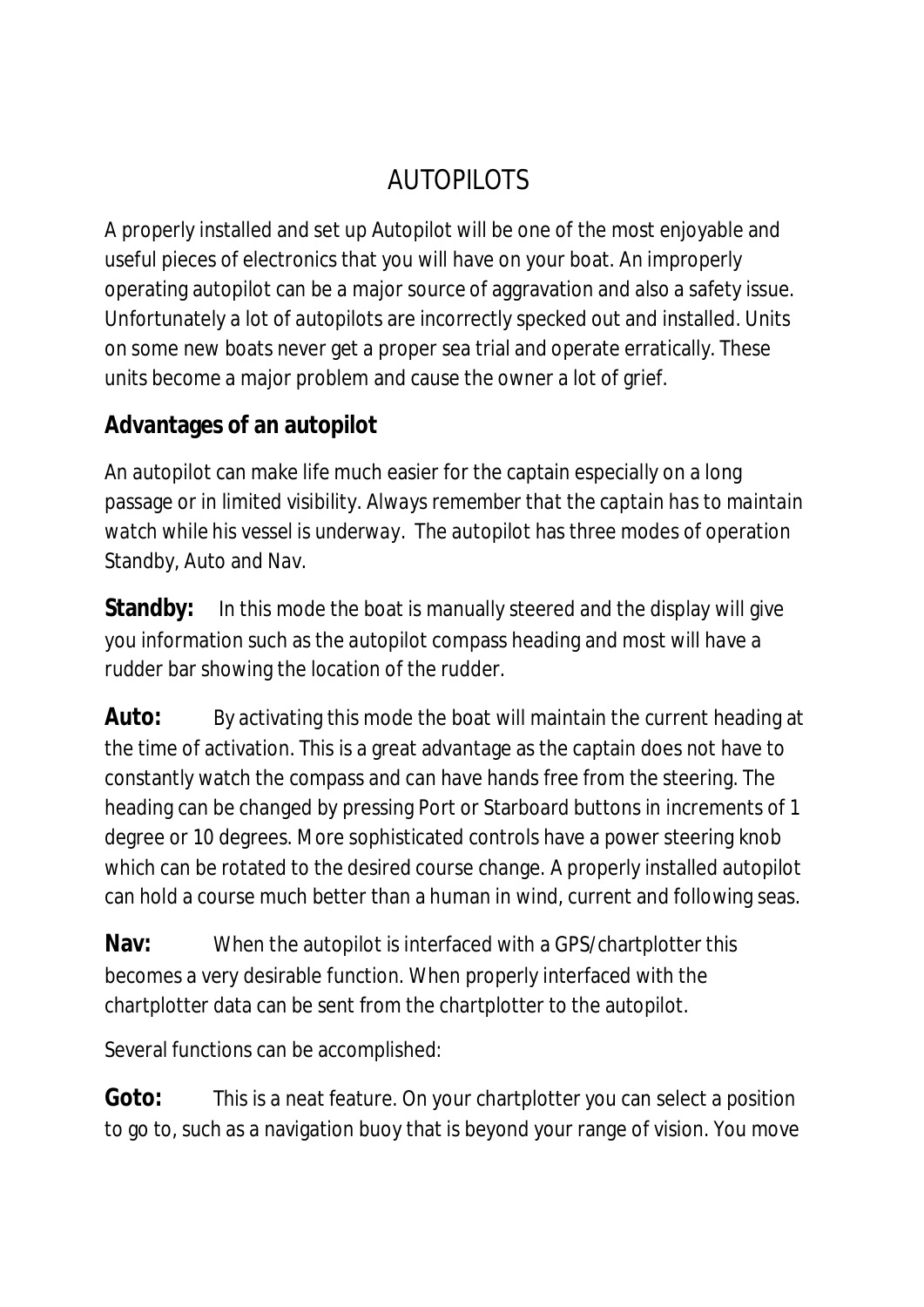# AUTOPILOTS

A properly installed and set up Autopilot will be one of the most enjoyable and useful pieces of electronics that you will have on your boat. An improperly operating autopilot can be a major source of aggravation and also a safety issue. Unfortunately a lot of autopilots are incorrectly specked out and installed. Units on some new boats never get a proper sea trial and operate erratically. These units become a major problem and cause the owner a lot of grief.

## Advantages of an autopilot

An autopilot can make life much easier for the captain especially on a long passage or in limited visibility. Always remember that the captain has to maintain watch while his vessel is underway. The autopilot has three modes of operation Standby, Auto and Nav.

**Standby:** In this mode the boat is manually steered and the display will give you information such as the autopilot compass heading and most will have a rudder bar showing the location of the rudder.

**Auto:** By activating this mode the boat will maintain the current heading at the time of activation. This is a great advantage as the captain does not have to constantly watch the compass and can have hands free from the steering. The heading can be changed by pressing Port or Starboard buttons in increments of 1 degree or 10 degrees. More sophisticated controls have a power steering knob which can be rotated to the desired course change. A properly installed autopilot can hold a course much better than a human in wind, current and following seas.

**Nav:** When the autopilot is interfaced with a GPS/chartplotter this becomes a very desirable function. When properly interfaced with the chartplotter data can be sent from the chartplotter to the autopilot.

Several functions can be accomplished:

**Goto:** This is a neat feature. On your chartplotter you can select a position to go to, such as a navigation buoy that is beyond your range of vision. You move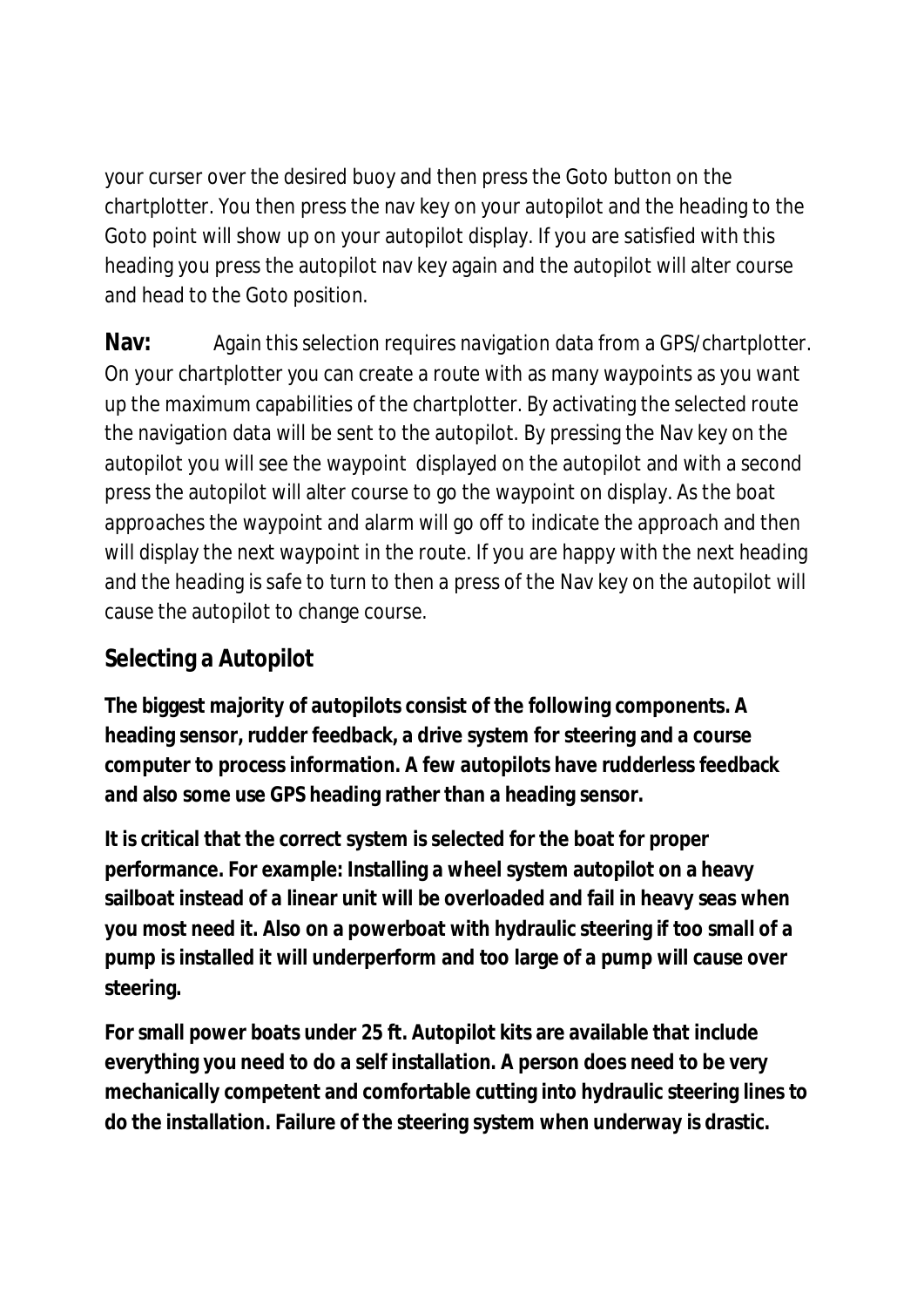your curser over the desired buoy and then press the Goto button on the chartplotter. You then press the nav key on your autopilot and the heading to the Goto point will show up on your autopilot display. If you are satisfied with this heading you press the autopilot nav key again and the autopilot will alter course and head to the Goto position.

**Nav:** Again this selection requires navigation data from a GPS/chartplotter. On your chartplotter you can create a route with as many waypoints as you want up the maximum capabilities of the chartplotter. By activating the selected route the navigation data will be sent to the autopilot. By pressing the Nav key on the autopilot you will see the waypoint displayed on the autopilot and with a second press the autopilot will alter course to go the waypoint on display. As the boat approaches the waypoint and alarm will go off to indicate the approach and then will display the next waypoint in the route. If you are happy with the next heading and the heading is safe to turn to then a press of the Nav key on the autopilot will cause the autopilot to change course.

## Selecting a Autopilot

**The biggest majority of autopilots consist of the following components. A heading sensor, rudder feedback, a drive system for steering and a course computer to process information. A few autopilots have rudderless feedback and also some use GPS heading rather than a heading sensor.**

**It is critical that the correct system is selected for the boat for proper performance. For example: Installing a wheel system autopilot on a heavy sailboat instead of a linear unit will be overloaded and fail in heavy seas when you most need it. Also on a powerboat with hydraulic steering if too small of a pump is installed it will underperform and too large of a pump will cause over steering.**

**For small power boats under 25 ft. Autopilot kits are available that include everything you need to do a self installation. A person does need to be very mechanically competent and comfortable cutting into hydraulic steering lines to do the installation. Failure of the steering system when underway is drastic.**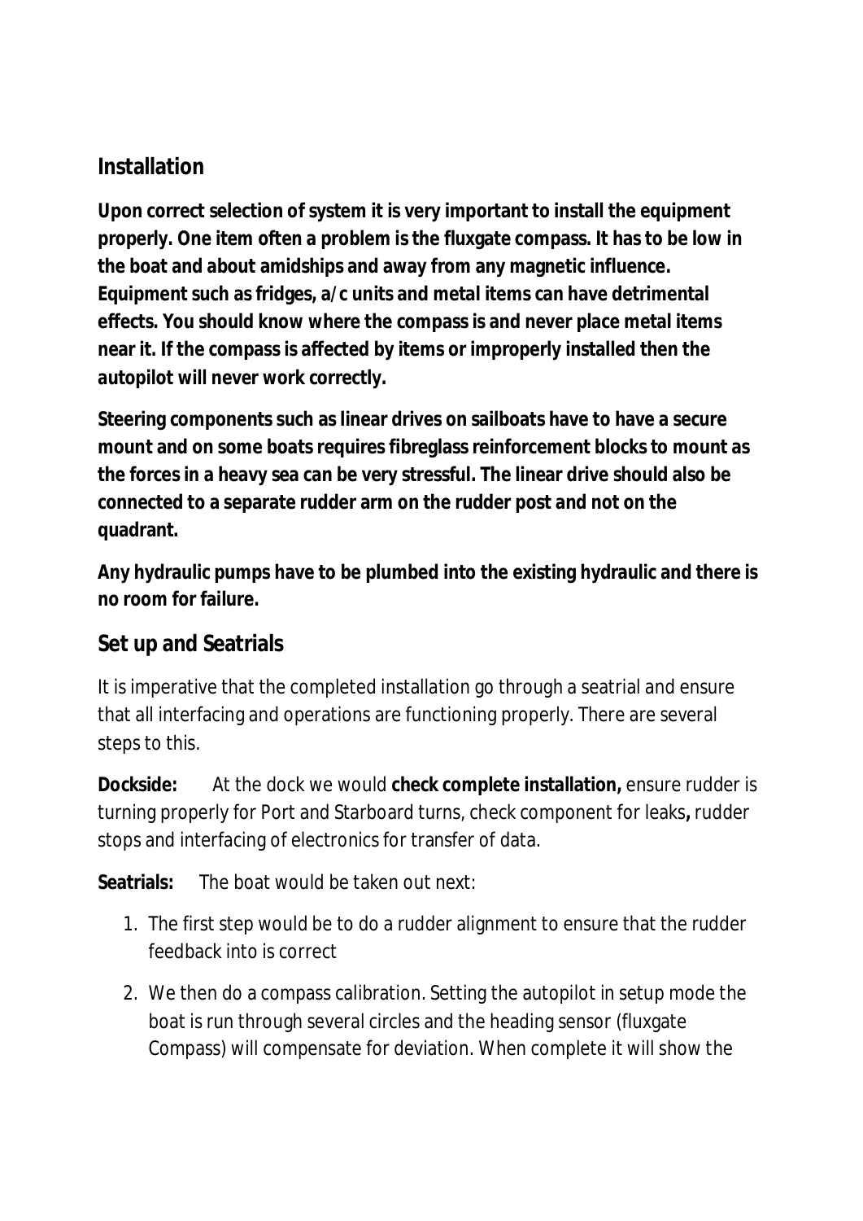## Installation

**Upon correct selection of system it is very important to install the equipment properly. One item often a problem is the fluxgate compass. It has to be low in the boat and about amidships and away from any magnetic influence. Equipment such as fridges, a/c units and metal items can have detrimental effects. You should know where the compass is and never place metal items near it. If the compass is affected by items or improperly installed then the autopilot will never work correctly.**

**Steering components such as linear drives on sailboats have to have a secure mount and on some boats requires fibreglass reinforcement blocks to mount as the forces in a heavy sea can be very stressful. The linear drive should also be connected to a separate rudder arm on the rudder post and not on the quadrant.**

**Any hydraulic pumps have to be plumbed into the existing hydraulic and there is no room for failure.**

## Set up and Seatrials

It is imperative that the completed installation go through a seatrial and ensure that all interfacing and operations are functioning properly. There are several steps to this.

**Dockside:** At the dock we would **check complete installation,** ensure rudder is turning properly for Port and Starboard turns, check component for leaks**,** rudder stops and interfacing of electronics for transfer of data.

**Seatrials:** The boat would be taken out next:

1. The first step would be to do a rudder alignment to ensure that the rudder feedback into is correct
2. We then do a compass calibration. Setting the autopilot in setup mode the boat is run through several circles and the heading sensor (fluxgate Compass) will compensate for deviation. When complete it will show the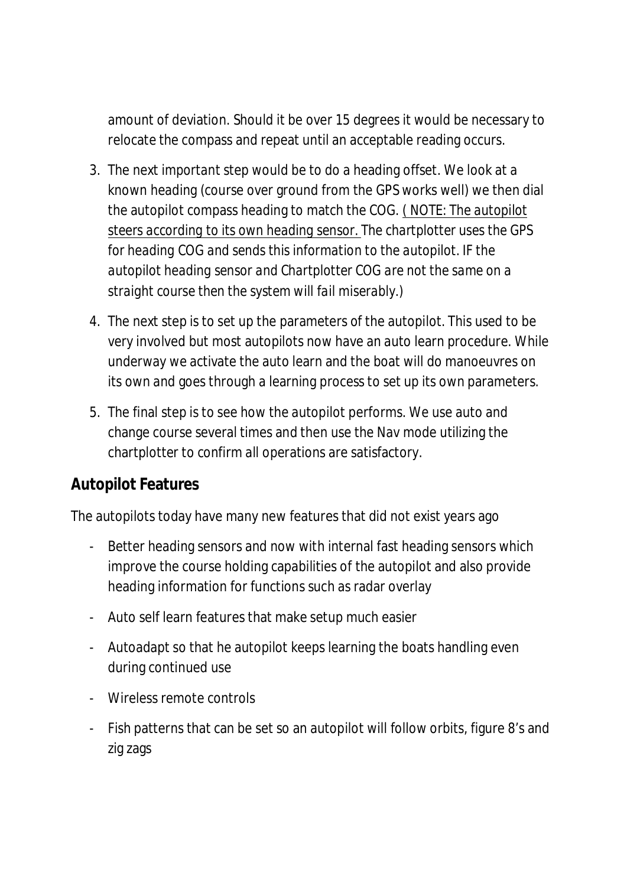amount of deviation. Should it be over 15 degrees it would be necessary to relocate the compass and repeat until an acceptable reading occurs.

3. The next important step would be to do a heading offset. We look at a known heading (course over ground from the GPS works well) we then dial the autopilot compass heading to match the COG. <u>( NOTE: The autopilot steers according to its own heading sensor.</u> *The chartplotter uses the GPS for heading COG and sends this information to the autopilot. IF the autopilot heading sensor and Chartplotter COG are not the same on a straight course then the system will fail miserably.)*
4. The next step is to set up the parameters of the autopilot. This used to be very involved but most autopilots now have an auto learn procedure. While underway we activate the auto learn and the boat will do manoeuvres on its own and goes through a learning process to set up its own parameters.
5. The final step is to see how the autopilot performs. We use auto and change course several times and then use the Nav mode utilizing the chartplotter to confirm all operations are satisfactory.

## Autopilot Features

The autopilots today have many new features that did not exist years ago

- Better heading sensors and now with internal fast heading sensors which improve the course holding capabilities of the autopilot and also provide heading information for functions such as radar overlay
- Auto self learn features that make setup much easier
- Autoadapt so that he autopilot keeps learning the boats handling even during continued use
- Wireless remote controls
- Fish patterns that can be set so an autopilot will follow orbits, figure 8's and zig zags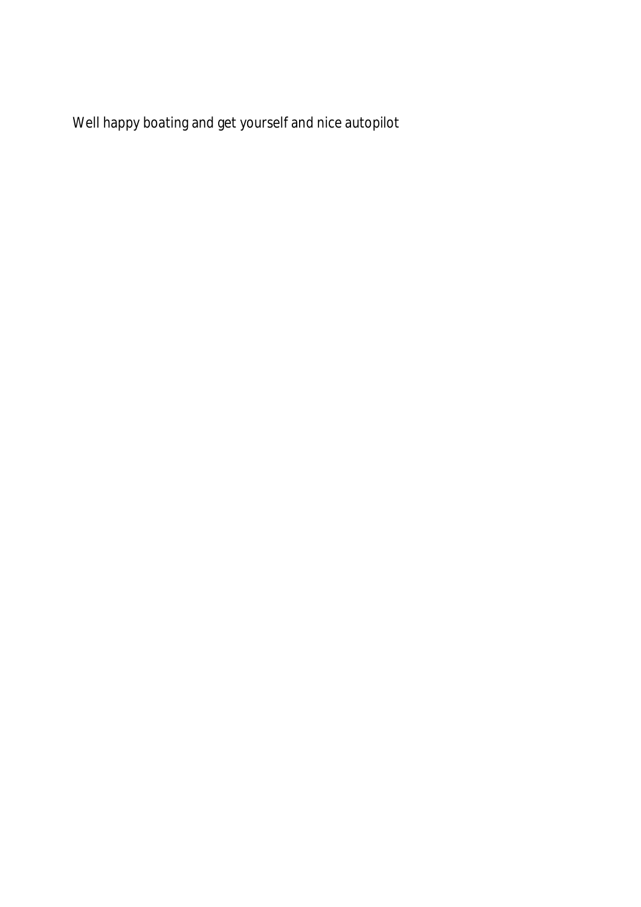Well happy boating and get yourself and nice autopilot